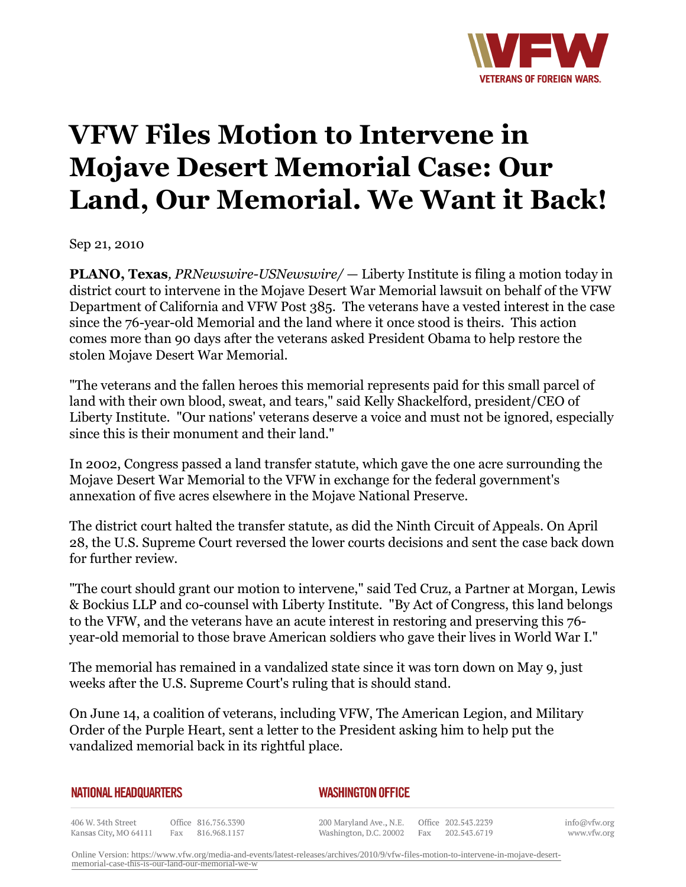# VFW Files Motion to Intervene in Mojave Desert Memorial Case: Our Land, Our Memorial. We Want it Back!

Sep 21, 2010

**PLANO, Texas**, *PRNewswire-USNewswire/* — Liberty Institute is filing a motion today in district court to intervene in the Mojave Desert War Memorial lawsuit on behalf of the VFW Department of California and VFW Post 385. The veterans have a vested interest in the case since the 76-year-old Memorial and the land where it once stood is theirs. This action comes more than 90 days after the veterans asked President Obama to help restore the stolen Mojave Desert War Memorial.

"The veterans and the fallen heroes this memorial represents paid for this small parcel of land with their own blood, sweat, and tears," said Kelly Shackelford, president/CEO of Liberty Institute. "Our nations' veterans deserve a voice and must not be ignored, especially since this is their monument and their land."

In 2002, Congress passed a land transfer statute, which gave the one acre surrounding the Mojave Desert War Memorial to the VFW in exchange for the federal government's annexation of five acres elsewhere in the Mojave National Preserve.

The district court halted the transfer statute, as did the Ninth Circuit of Appeals. On April 28, the U.S. Supreme Court reversed the lower courts decisions and sent the case back down for further review.

"The court should grant our motion to intervene," said Ted Cruz, a Partner at Morgan, Lewis & Bockius LLP and co-counsel with Liberty Institute. "By Act of Congress, this land belongs to the VFW, and the veterans have an acute interest in restoring and preserving this 76-year-old memorial to those brave American soldiers who gave their lives in World War I."

The memorial has remained in a vandalized state since it was torn down on May 9, just weeks after the U.S. Supreme Court's ruling that is should stand.

On June 14, a coalition of veterans, including VFW, The American Legion, and Military Order of the Purple Heart, sent a letter to the President asking him to help put the vandalized memorial back in its rightful place.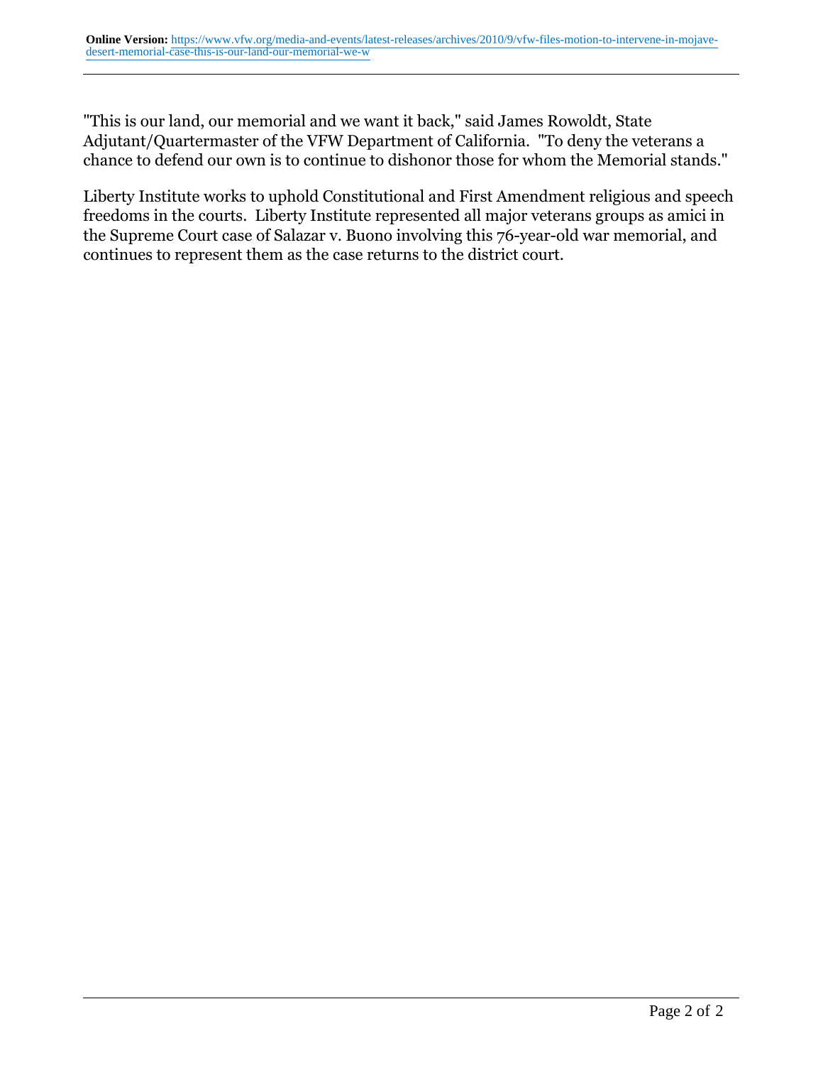"This is our land, our memorial and we want it back," said James Rowoldt, State Adjutant/Quartermaster of the VFW Department of California. "To deny the veterans a chance to defend our own is to continue to dishonor those for whom the Memorial stands."

Liberty Institute works to uphold Constitutional and First Amendment religious and speech freedoms in the courts. Liberty Institute represented all major veterans groups as amici in the Supreme Court case of Salazar v. Buono involving this 76-year-old war memorial, and continues to represent them as the case returns to the district court.